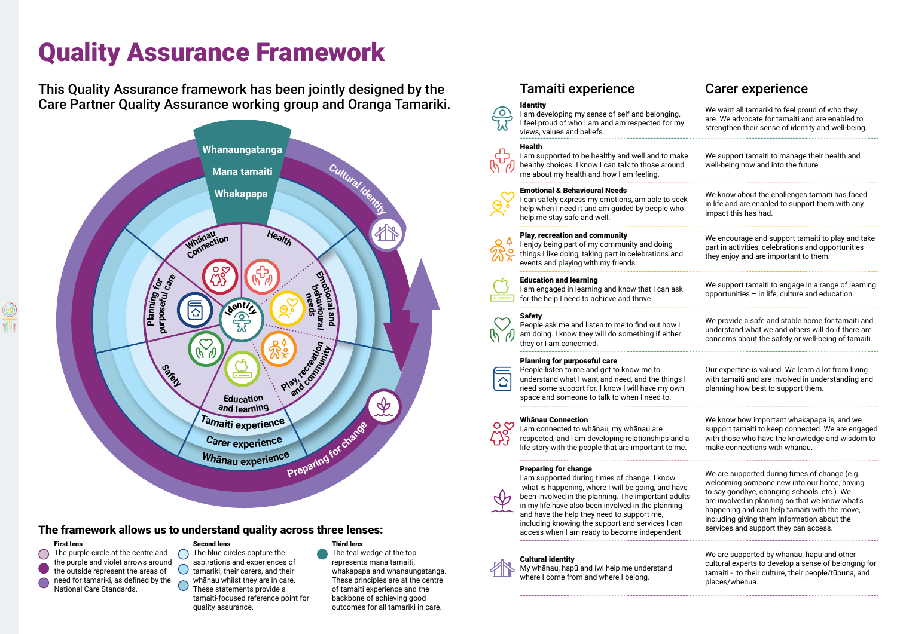# Quality Assurance Framework

## This Quality Assurance framework has been jointly designed by the Care Partner Quality Assurance working group and Oranga Tamariki.

Whanaungatanga

Mana tamaiti

Whakapapa

Cultural identity

Whānau Connection

Health

Emotional and behavioural needs

Play, recreation and community

Education and learning

Safety

Planning for purposeful care

Identity

Tamaiti experience

Carer experience

Whānau experience

Preparing for change

### The framework allows us to understand quality across three lenses:

**First lens**
The purple circle at the centre and the purple and violet arrows around the outside represent the areas of need for tamariki, as defined by the National Care Standards.

**Second lens**
The blue circles capture the aspirations and experiences of tamariki, their carers, and their whānau whilst they are in care. These statements provide a tamaiti-focused reference point for quality assurance.

**Third lens**
The teal wedge at the top represents mana tamaiti, whakapapa and whanaungatanga. These principles are at the centre of tamaiti experience and the backbone of achieving good outcomes for all tamariki in care.

| | Tamaiti experience | Carer experience |
|---|---|---|
| **Identity** | I am developing my sense of self and belonging. I feel proud of who I am and am respected for my views, values and beliefs. | We want all tamariki to feel proud of who they are. We advocate for tamaiti and are enabled to strengthen their sense of identity and well-being. |
| **Health** | I am supported to be healthy and well and to make healthy choices. I know I can talk to those around me about my health and how I am feeling. | We support tamaiti to manage their health and well-being now and into the future. |
| **Emotional & Behavioural Needs** | I can safely express my emotions, am able to seek help when I need it and am guided by people who help me stay safe and well. | We know about the challenges tamaiti has faced in life and are enabled to support them with any impact this has had. |
| **Play, recreation and community** | I enjoy being part of my community and doing things I like doing, taking part in celebrations and events and playing with my friends. | We encourage and support tamaiti to play and take part in activities, celebrations and opportunities they enjoy and are important to them. |
| **Education and learning** | I am engaged in learning and know that I can ask for the help I need to achieve and thrive. | We support tamaiti to engage in a range of learning opportunities – in life, culture and education. |
| **Safety** | People ask me and listen to me to find out how I am doing. I know they will do something if either they or I am concerned. | We provide a safe and stable home for tamaiti and understand what we and others will do if there are concerns about the safety or well-being of tamaiti. |
| **Planning for purposeful care** | People listen to me and get to know me to understand what I want and need, and the things I need some support for. I know I will have my own space and someone to talk to when I need to. | Our expertise is valued. We learn a lot from living with tamaiti and are involved in understanding and planning how best to support them. |
| **Whānau Connection** | I am connected to whānau, my whānau are respected, and I am developing relationships and a life story with the people that are important to me. | We know how important whakapapa is, and we support tamaiti to keep connected. We are engaged with those who have the knowledge and wisdom to make connections with whānau. |
| **Preparing for change** | I am supported during times of change. I know what is happening, where I will be going, and have been involved in the planning. The important adults in my life have also been involved in the planning and have the help they need to support me, including knowing the support and services I can access when I am ready to become independent | We are supported during times of change (e.g. welcoming someone new into our home, having to say goodbye, changing schools, etc.). We are involved in planning so that we know what's happening and can help tamaiti with the move, including giving them information about the services and support they can access. |
| **Cultural identity** | My whānau, hapū and iwi help me understand where I come from and where I belong. | We are supported by whānau, hapū and other cultural experts to develop a sense of belonging for tamaiti - to their culture, their people/tūpuna, and places/whenua. |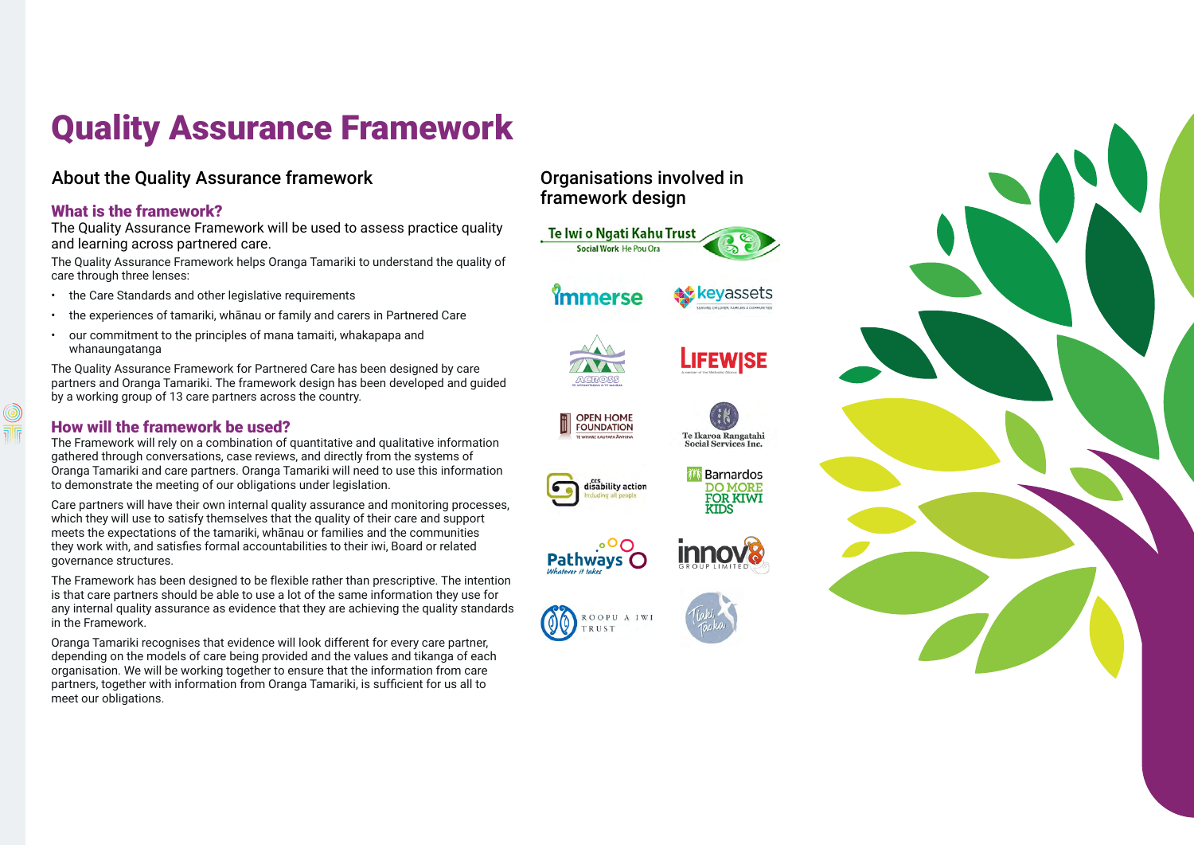# Quality Assurance Framework

## About the Quality Assurance framework

### What is the framework?

The Quality Assurance Framework will be used to assess practice quality and learning across partnered care.

The Quality Assurance Framework helps Oranga Tamariki to understand the quality of care through three lenses:

- the Care Standards and other legislative requirements
- the experiences of tamariki, whānau or family and carers in Partnered Care
- our commitment to the principles of mana tamaiti, whakapapa and whanaungatanga

The Quality Assurance Framework for Partnered Care has been designed by care partners and Oranga Tamariki. The framework design has been developed and guided by a working group of 13 care partners across the country.

### How will the framework be used?

The Framework will rely on a combination of quantitative and qualitative information gathered through conversations, case reviews, and directly from the systems of Oranga Tamariki and care partners. Oranga Tamariki will need to use this information to demonstrate the meeting of our obligations under legislation.

Care partners will have their own internal quality assurance and monitoring processes, which they will use to satisfy themselves that the quality of their care and support meets the expectations of the tamariki, whānau or families and the communities they work with, and satisfies formal accountabilities to their iwi, Board or related governance structures.

The Framework has been designed to be flexible rather than prescriptive. The intention is that care partners should be able to use a lot of the same information they use for any internal quality assurance as evidence that they are achieving the quality standards in the Framework.

Oranga Tamariki recognises that evidence will look different for every care partner, depending on the models of care being provided and the values and tikanga of each organisation. We will be working together to ensure that the information from care partners, together with information from Oranga Tamariki, is sufficient for us all to meet our obligations.

## Organisations involved in framework design

- Te Iwi o Ngati Kahu Trust – Social Work He Pou Ora
- Immerse
- Key Assets
- Across
- Lifewise
- Open Home Foundation
- Te Ikaroa Rangatahi Social Services Inc.
- CCS Disability Action
- Barnardos
- Pathways
- Innov8 Group Limited
- Roopu a Iwi Trust
- Tiaki Taoka